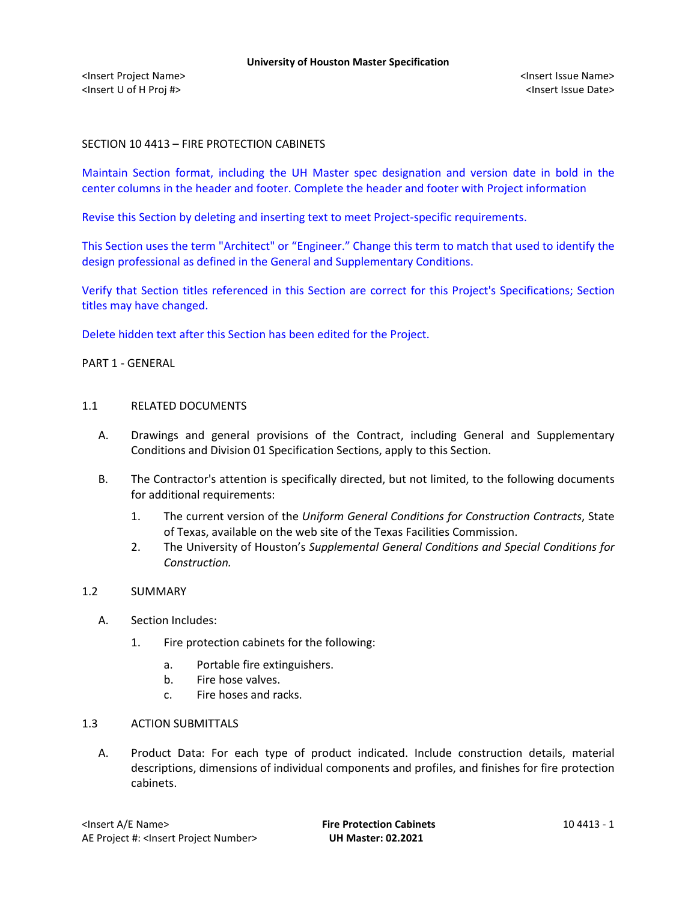SECTION 10 4413 – FIRE PROTECTION CABINETS

Maintain Section format, including the UH Master spec designation and version date in bold in the center columns in the header and footer. Complete the header and footer with Project information

Revise this Section by deleting and inserting text to meet Project-specific requirements.

This Section uses the term "Architect" or "Engineer." Change this term to match that used to identify the design professional as defined in the General and Supplementary Conditions.

Verify that Section titles referenced in this Section are correct for this Project's Specifications; Section titles may have changed.

Delete hidden text after this Section has been edited for the Project.

PART 1 - GENERAL

1.1 RELATED DOCUMENTS

A. Drawings and general provisions of the Contract, including General and Supplementary Conditions and Division 01 Specification Sections, apply to this Section.

B. The Contractor's attention is specifically directed, but not limited, to the following documents for additional requirements:

1. The current version of the *Uniform General Conditions for Construction Contracts*, State of Texas, available on the web site of the Texas Facilities Commission.
2. The University of Houston's *Supplemental General Conditions and Special Conditions for Construction.*

1.2 SUMMARY

A. Section Includes:

1. Fire protection cabinets for the following:

a. Portable fire extinguishers.
b. Fire hose valves.
c. Fire hoses and racks.

1.3 ACTION SUBMITTALS

A. Product Data: For each type of product indicated. Include construction details, material descriptions, dimensions of individual components and profiles, and finishes for fire protection cabinets.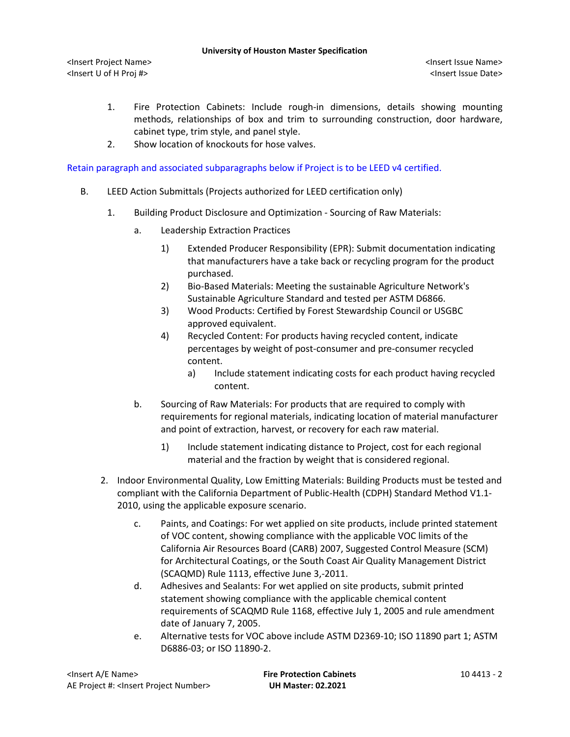1. Fire Protection Cabinets: Include rough-in dimensions, details showing mounting methods, relationships of box and trim to surrounding construction, door hardware, cabinet type, trim style, and panel style.
2. Show location of knockouts for hose valves.

Retain paragraph and associated subparagraphs below if Project is to be LEED v4 certified.

B. LEED Action Submittals (Projects authorized for LEED certification only)

1. Building Product Disclosure and Optimization - Sourcing of Raw Materials:

   a. Leadership Extraction Practices

      1) Extended Producer Responsibility (EPR): Submit documentation indicating that manufacturers have a take back or recycling program for the product purchased.
      2) Bio-Based Materials: Meeting the sustainable Agriculture Network's Sustainable Agriculture Standard and tested per ASTM D6866.
      3) Wood Products: Certified by Forest Stewardship Council or USGBC approved equivalent.
      4) Recycled Content: For products having recycled content, indicate percentages by weight of post-consumer and pre-consumer recycled content.
         a) Include statement indicating costs for each product having recycled content.

   b. Sourcing of Raw Materials: For products that are required to comply with requirements for regional materials, indicating location of material manufacturer and point of extraction, harvest, or recovery for each raw material.

      1) Include statement indicating distance to Project, cost for each regional material and the fraction by weight that is considered regional.

2. Indoor Environmental Quality, Low Emitting Materials: Building Products must be tested and compliant with the California Department of Public-Health (CDPH) Standard Method V1.1-2010, using the applicable exposure scenario.

   c. Paints, and Coatings: For wet applied on site products, include printed statement of VOC content, showing compliance with the applicable VOC limits of the California Air Resources Board (CARB) 2007, Suggested Control Measure (SCM) for Architectural Coatings, or the South Coast Air Quality Management District (SCAQMD) Rule 1113, effective June 3,-2011.
   d. Adhesives and Sealants: For wet applied on site products, submit printed statement showing compliance with the applicable chemical content requirements of SCAQMD Rule 1168, effective July 1, 2005 and rule amendment date of January 7, 2005.
   e. Alternative tests for VOC above include ASTM D2369-10; ISO 11890 part 1; ASTM D6886-03; or ISO 11890-2.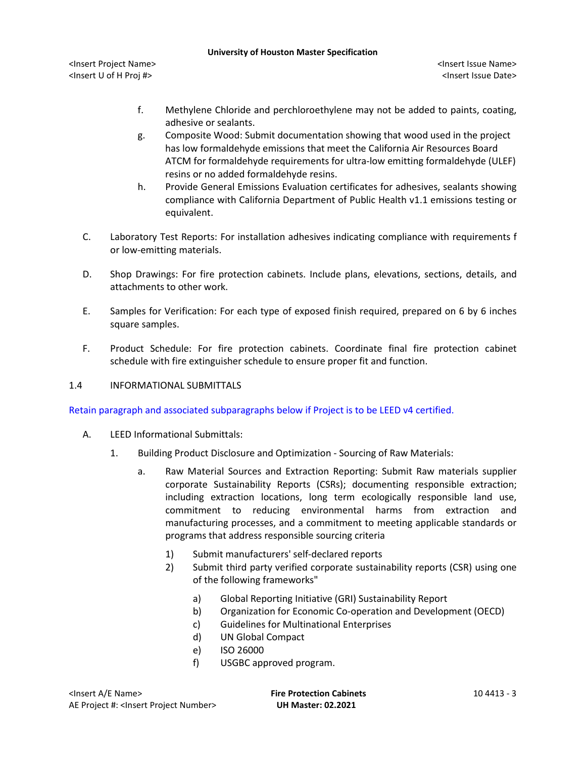f. Methylene Chloride and perchloroethylene may not be added to paints, coating, adhesive or sealants.

g. Composite Wood: Submit documentation showing that wood used in the project has low formaldehyde emissions that meet the California Air Resources Board ATCM for formaldehyde requirements for ultra-low emitting formaldehyde (ULEF) resins or no added formaldehyde resins.

h. Provide General Emissions Evaluation certificates for adhesives, sealants showing compliance with California Department of Public Health v1.1 emissions testing or equivalent.

C. Laboratory Test Reports: For installation adhesives indicating compliance with requirements f or low-emitting materials.

D. Shop Drawings: For fire protection cabinets. Include plans, elevations, sections, details, and attachments to other work.

E. Samples for Verification: For each type of exposed finish required, prepared on 6 by 6 inches square samples.

F. Product Schedule: For fire protection cabinets. Coordinate final fire protection cabinet schedule with fire extinguisher schedule to ensure proper fit and function.

## 1.4 INFORMATIONAL SUBMITTALS

Retain paragraph and associated subparagraphs below if Project is to be LEED v4 certified.

A. LEED Informational Submittals:

1. Building Product Disclosure and Optimization - Sourcing of Raw Materials:

   a. Raw Material Sources and Extraction Reporting: Submit Raw materials supplier corporate Sustainability Reports (CSRs); documenting responsible extraction; including extraction locations, long term ecologically responsible land use, commitment to reducing environmental harms from extraction and manufacturing processes, and a commitment to meeting applicable standards or programs that address responsible sourcing criteria

      1) Submit manufacturers' self-declared reports

      2) Submit third party verified corporate sustainability reports (CSR) using one of the following frameworks"

         a) Global Reporting Initiative (GRI) Sustainability Report
         b) Organization for Economic Co-operation and Development (OECD)
         c) Guidelines for Multinational Enterprises
         d) UN Global Compact
         e) ISO 26000
         f) USGBC approved program.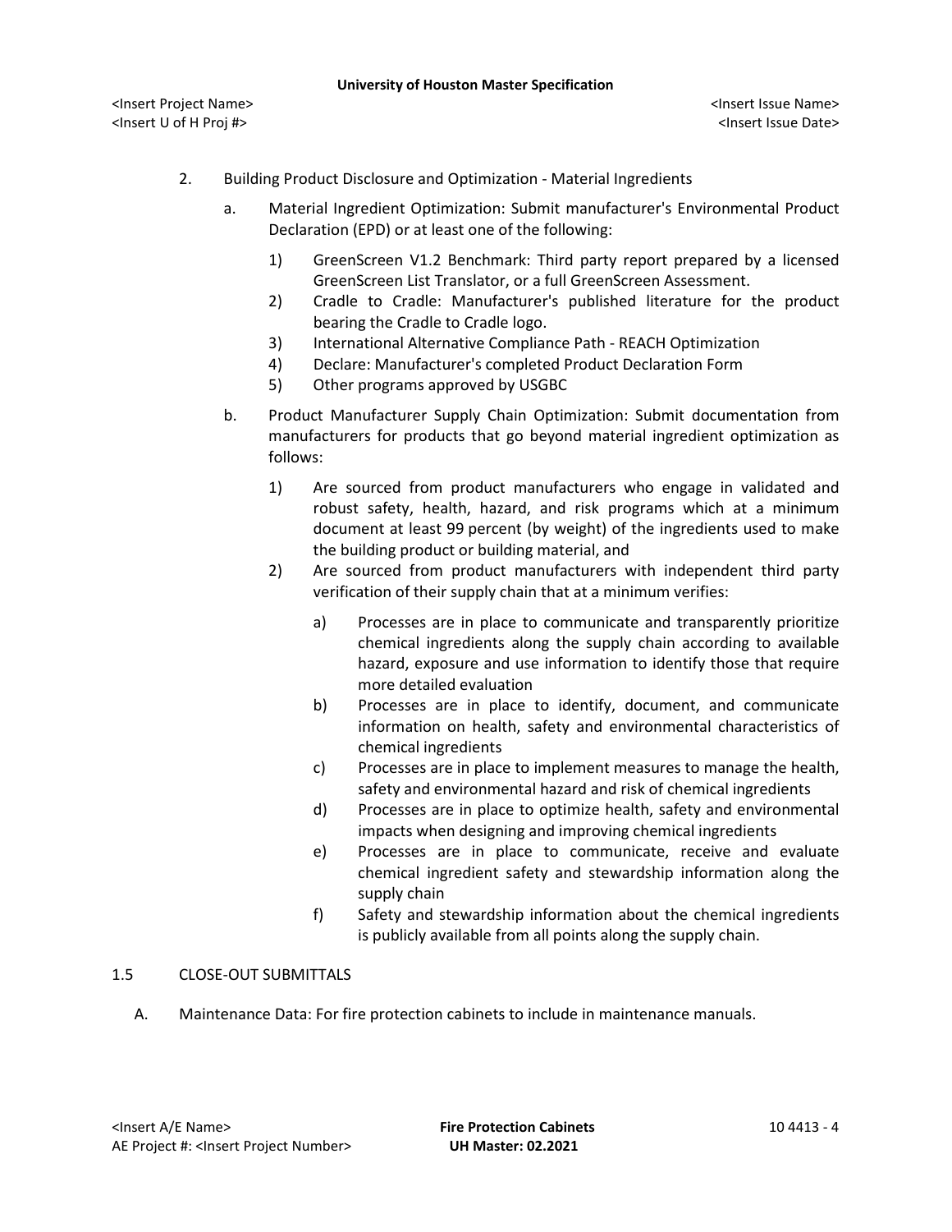2. Building Product Disclosure and Optimization - Material Ingredients

   a. Material Ingredient Optimization: Submit manufacturer's Environmental Product Declaration (EPD) or at least one of the following:

      1) GreenScreen V1.2 Benchmark: Third party report prepared by a licensed GreenScreen List Translator, or a full GreenScreen Assessment.
      2) Cradle to Cradle: Manufacturer's published literature for the product bearing the Cradle to Cradle logo.
      3) International Alternative Compliance Path - REACH Optimization
      4) Declare: Manufacturer's completed Product Declaration Form
      5) Other programs approved by USGBC

   b. Product Manufacturer Supply Chain Optimization: Submit documentation from manufacturers for products that go beyond material ingredient optimization as follows:

      1) Are sourced from product manufacturers who engage in validated and robust safety, health, hazard, and risk programs which at a minimum document at least 99 percent (by weight) of the ingredients used to make the building product or building material, and
      2) Are sourced from product manufacturers with independent third party verification of their supply chain that at a minimum verifies:

         a) Processes are in place to communicate and transparently prioritize chemical ingredients along the supply chain according to available hazard, exposure and use information to identify those that require more detailed evaluation
         b) Processes are in place to identify, document, and communicate information on health, safety and environmental characteristics of chemical ingredients
         c) Processes are in place to implement measures to manage the health, safety and environmental hazard and risk of chemical ingredients
         d) Processes are in place to optimize health, safety and environmental impacts when designing and improving chemical ingredients
         e) Processes are in place to communicate, receive and evaluate chemical ingredient safety and stewardship information along the supply chain
         f) Safety and stewardship information about the chemical ingredients is publicly available from all points along the supply chain.

## 1.5 CLOSE-OUT SUBMITTALS

A. Maintenance Data: For fire protection cabinets to include in maintenance manuals.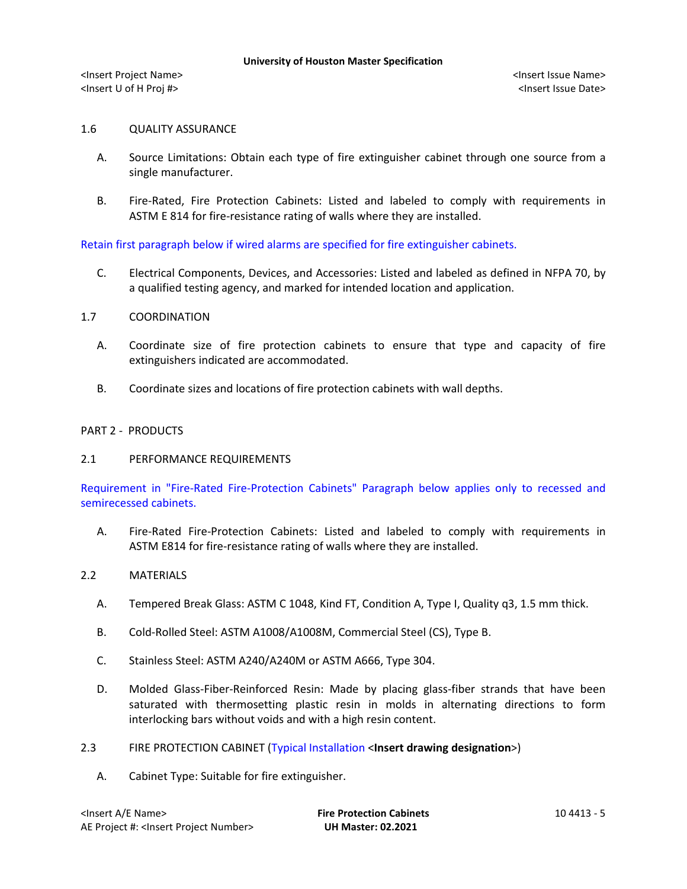1.6 QUALITY ASSURANCE

A. Source Limitations: Obtain each type of fire extinguisher cabinet through one source from a single manufacturer.

B. Fire-Rated, Fire Protection Cabinets: Listed and labeled to comply with requirements in ASTM E 814 for fire-resistance rating of walls where they are installed.

Retain first paragraph below if wired alarms are specified for fire extinguisher cabinets.

C. Electrical Components, Devices, and Accessories: Listed and labeled as defined in NFPA 70, by a qualified testing agency, and marked for intended location and application.

1.7 COORDINATION

A. Coordinate size of fire protection cabinets to ensure that type and capacity of fire extinguishers indicated are accommodated.

B. Coordinate sizes and locations of fire protection cabinets with wall depths.

## PART 2 - PRODUCTS

2.1 PERFORMANCE REQUIREMENTS

Requirement in "Fire-Rated Fire-Protection Cabinets" Paragraph below applies only to recessed and semirecessed cabinets.

A. Fire-Rated Fire-Protection Cabinets: Listed and labeled to comply with requirements in ASTM E814 for fire-resistance rating of walls where they are installed.

2.2 MATERIALS

A. Tempered Break Glass: ASTM C 1048, Kind FT, Condition A, Type I, Quality q3, 1.5 mm thick.

B. Cold-Rolled Steel: ASTM A1008/A1008M, Commercial Steel (CS), Type B.

C. Stainless Steel: ASTM A240/A240M or ASTM A666, Type 304.

D. Molded Glass-Fiber-Reinforced Resin: Made by placing glass-fiber strands that have been saturated with thermosetting plastic resin in molds in alternating directions to form interlocking bars without voids and with a high resin content.

2.3 FIRE PROTECTION CABINET (Typical Installation <**Insert drawing designation**>)

A. Cabinet Type: Suitable for fire extinguisher.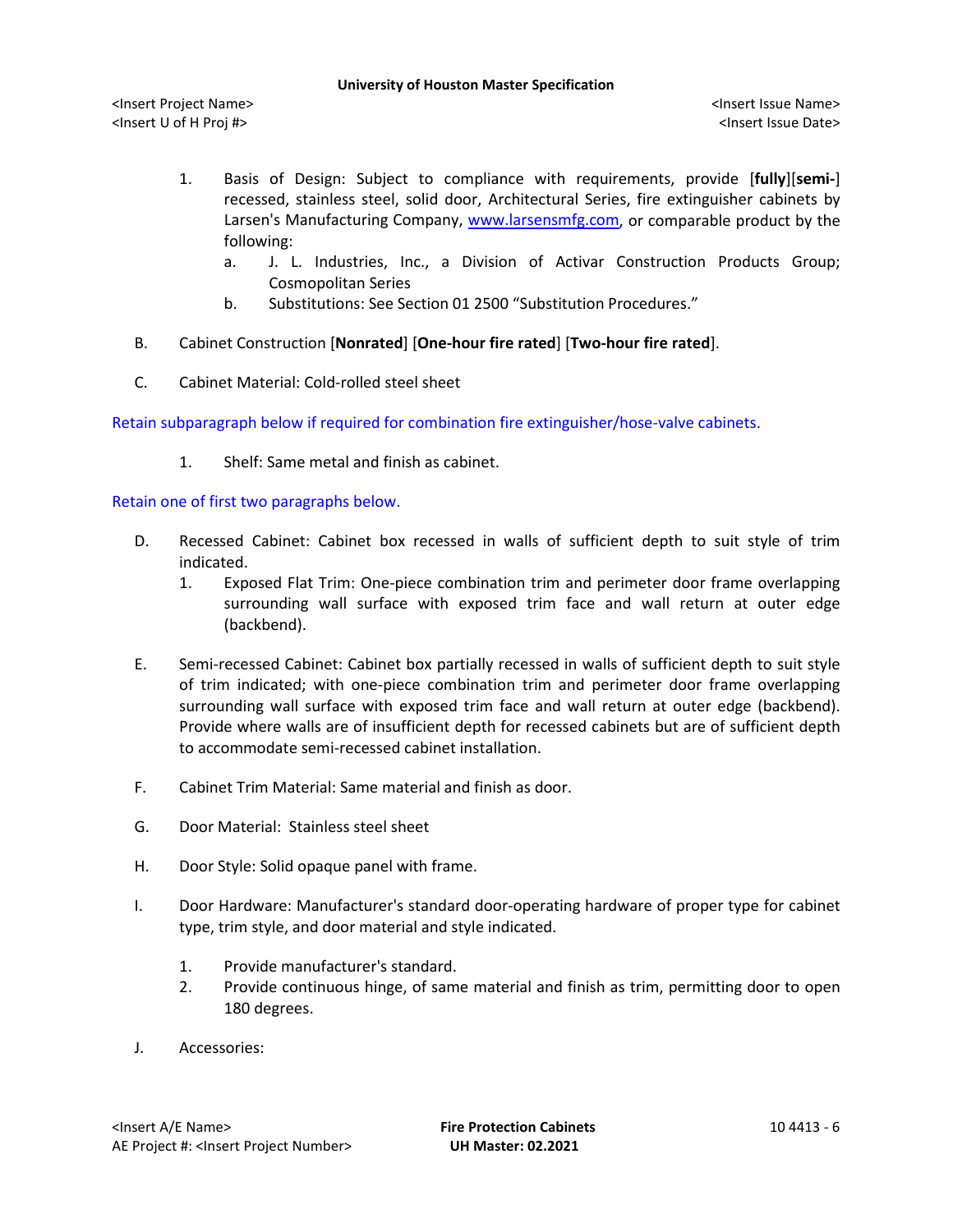1. Basis of Design: Subject to compliance with requirements, provide [**fully**][**semi-**] recessed, stainless steel, solid door, Architectural Series, fire extinguisher cabinets by Larsen's Manufacturing Company, www.larsensmfg.com, or comparable product by the following:
   a. J. L. Industries, Inc., a Division of Activar Construction Products Group; Cosmopolitan Series
   b. Substitutions: See Section 01 2500 “Substitution Procedures.”

B. Cabinet Construction [**Nonrated**] [**One-hour fire rated**] [**Two-hour fire rated**].

C. Cabinet Material: Cold-rolled steel sheet

Retain subparagraph below if required for combination fire extinguisher/hose-valve cabinets.

1. Shelf: Same metal and finish as cabinet.

Retain one of first two paragraphs below.

D. Recessed Cabinet: Cabinet box recessed in walls of sufficient depth to suit style of trim indicated.
   1. Exposed Flat Trim: One-piece combination trim and perimeter door frame overlapping surrounding wall surface with exposed trim face and wall return at outer edge (backbend).

E. Semi-recessed Cabinet: Cabinet box partially recessed in walls of sufficient depth to suit style of trim indicated; with one-piece combination trim and perimeter door frame overlapping surrounding wall surface with exposed trim face and wall return at outer edge (backbend). Provide where walls are of insufficient depth for recessed cabinets but are of sufficient depth to accommodate semi-recessed cabinet installation.

F. Cabinet Trim Material: Same material and finish as door.

G. Door Material: Stainless steel sheet

H. Door Style: Solid opaque panel with frame.

I. Door Hardware: Manufacturer's standard door-operating hardware of proper type for cabinet type, trim style, and door material and style indicated.

   1. Provide manufacturer's standard.
   2. Provide continuous hinge, of same material and finish as trim, permitting door to open 180 degrees.

J. Accessories: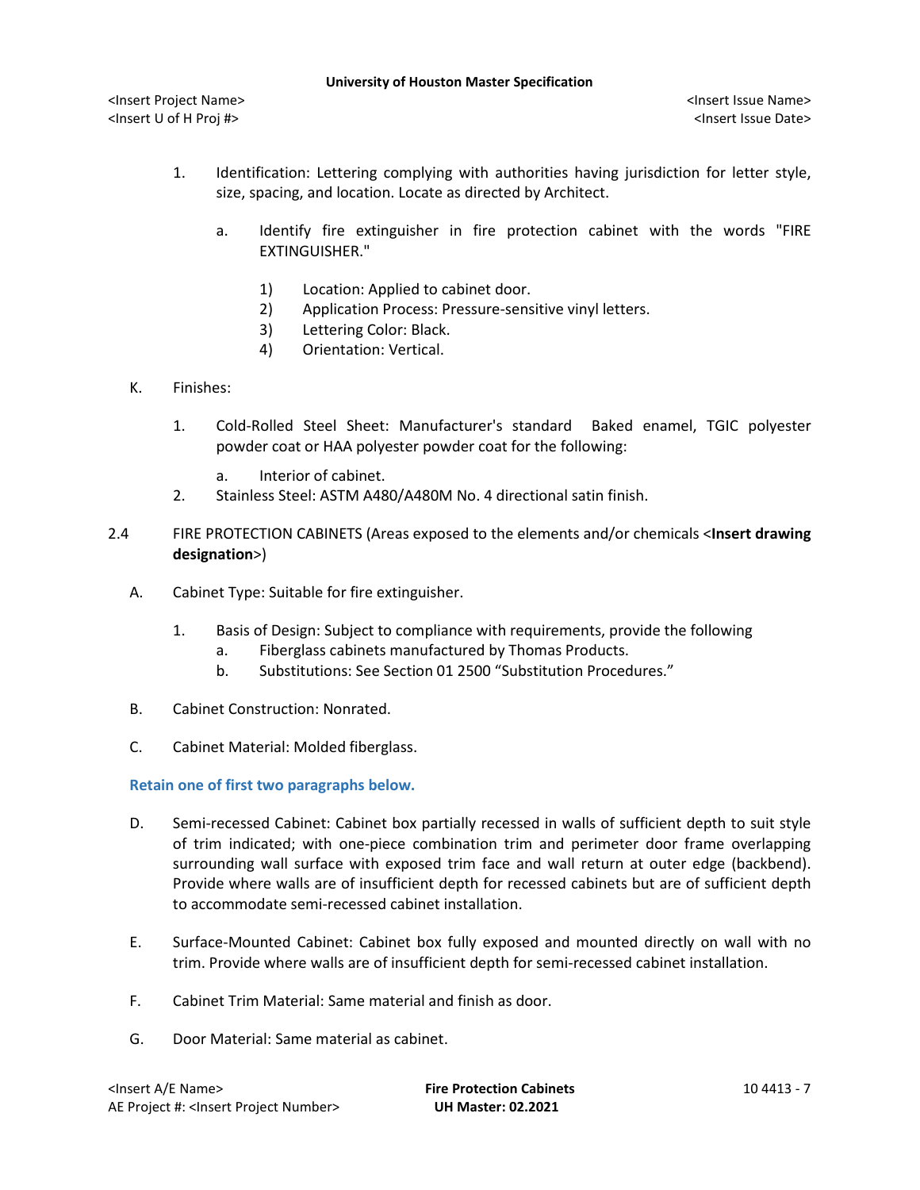1. Identification: Lettering complying with authorities having jurisdiction for letter style, size, spacing, and location. Locate as directed by Architect.

    a. Identify fire extinguisher in fire protection cabinet with the words "FIRE EXTINGUISHER."

        1) Location: Applied to cabinet door.
        2) Application Process: Pressure-sensitive vinyl letters.
        3) Lettering Color: Black.
        4) Orientation: Vertical.

K. Finishes:

1. Cold-Rolled Steel Sheet: Manufacturer's standard Baked enamel, TGIC polyester powder coat or HAA polyester powder coat for the following:

    a. Interior of cabinet.

2. Stainless Steel: ASTM A480/A480M No. 4 directional satin finish.

## 2.4 FIRE PROTECTION CABINETS (Areas exposed to the elements and/or chemicals <**Insert drawing designation**>)

A. Cabinet Type: Suitable for fire extinguisher.

1. Basis of Design: Subject to compliance with requirements, provide the following
    a. Fiberglass cabinets manufactured by Thomas Products.
    b. Substitutions: See Section 01 2500 "Substitution Procedures."

B. Cabinet Construction: Nonrated.

C. Cabinet Material: Molded fiberglass.

**Retain one of first two paragraphs below.**

D. Semi-recessed Cabinet: Cabinet box partially recessed in walls of sufficient depth to suit style of trim indicated; with one-piece combination trim and perimeter door frame overlapping surrounding wall surface with exposed trim face and wall return at outer edge (backbend). Provide where walls are of insufficient depth for recessed cabinets but are of sufficient depth to accommodate semi-recessed cabinet installation.

E. Surface-Mounted Cabinet: Cabinet box fully exposed and mounted directly on wall with no trim. Provide where walls are of insufficient depth for semi-recessed cabinet installation.

F. Cabinet Trim Material: Same material and finish as door.

G. Door Material: Same material as cabinet.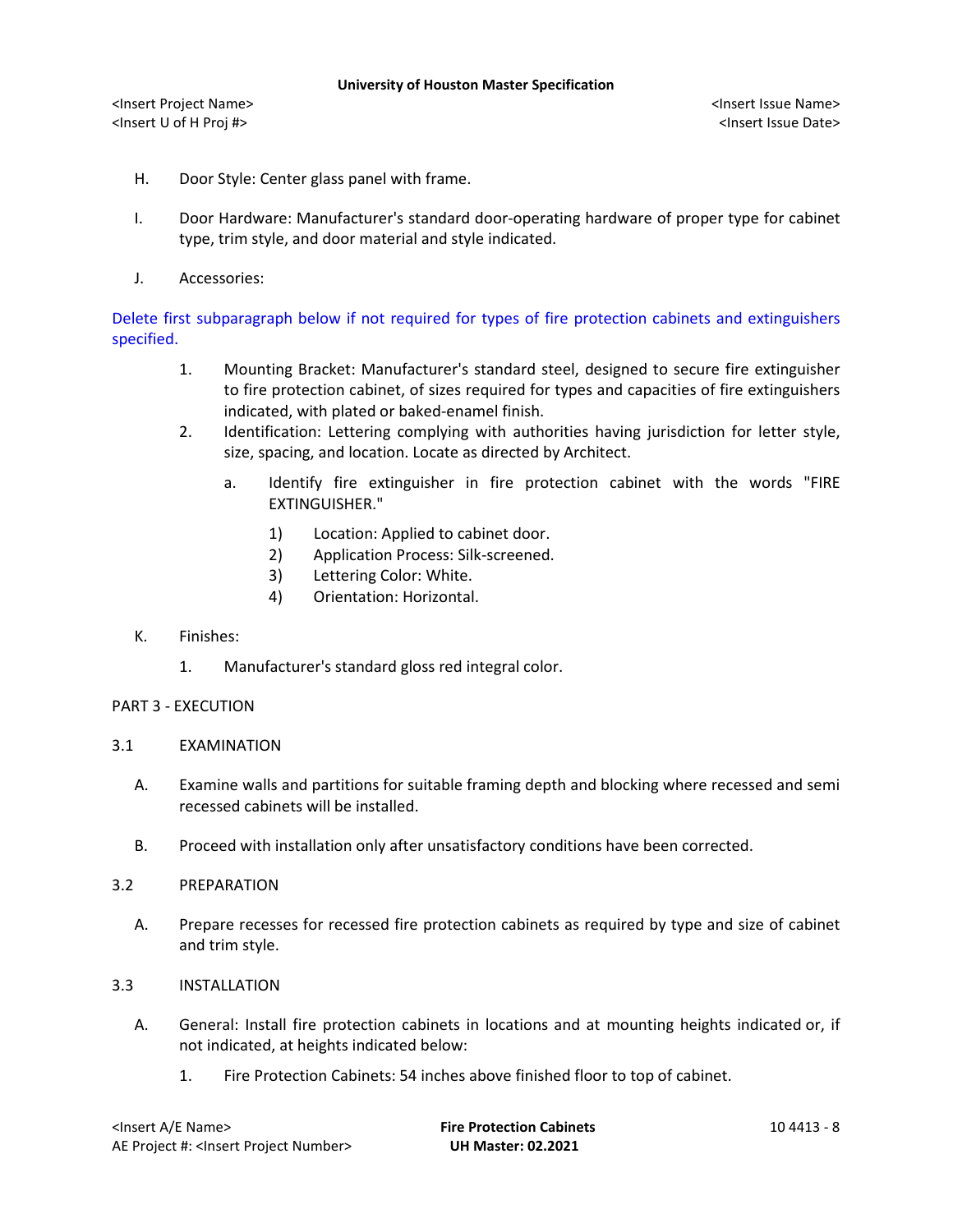H. Door Style: Center glass panel with frame.

I. Door Hardware: Manufacturer's standard door-operating hardware of proper type for cabinet type, trim style, and door material and style indicated.

J. Accessories:

Delete first subparagraph below if not required for types of fire protection cabinets and extinguishers specified.

1. Mounting Bracket: Manufacturer's standard steel, designed to secure fire extinguisher to fire protection cabinet, of sizes required for types and capacities of fire extinguishers indicated, with plated or baked-enamel finish.
2. Identification: Lettering complying with authorities having jurisdiction for letter style, size, spacing, and location. Locate as directed by Architect.
   a. Identify fire extinguisher in fire protection cabinet with the words "FIRE EXTINGUISHER."
      1) Location: Applied to cabinet door.
      2) Application Process: Silk-screened.
      3) Lettering Color: White.
      4) Orientation: Horizontal.

K. Finishes:

1. Manufacturer's standard gloss red integral color.

## PART 3 - EXECUTION

### 3.1 EXAMINATION

A. Examine walls and partitions for suitable framing depth and blocking where recessed and semi recessed cabinets will be installed.

B. Proceed with installation only after unsatisfactory conditions have been corrected.

### 3.2 PREPARATION

A. Prepare recesses for recessed fire protection cabinets as required by type and size of cabinet and trim style.

### 3.3 INSTALLATION

A. General: Install fire protection cabinets in locations and at mounting heights indicated or, if not indicated, at heights indicated below:

1. Fire Protection Cabinets: 54 inches above finished floor to top of cabinet.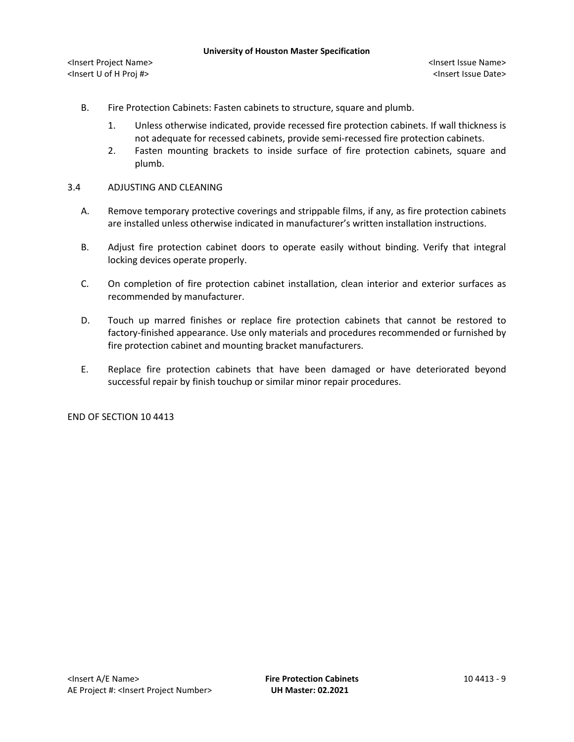B. Fire Protection Cabinets: Fasten cabinets to structure, square and plumb.

   1. Unless otherwise indicated, provide recessed fire protection cabinets. If wall thickness is not adequate for recessed cabinets, provide semi-recessed fire protection cabinets.
   2. Fasten mounting brackets to inside surface of fire protection cabinets, square and plumb.

## 3.4 ADJUSTING AND CLEANING

A. Remove temporary protective coverings and strippable films, if any, as fire protection cabinets are installed unless otherwise indicated in manufacturer's written installation instructions.

B. Adjust fire protection cabinet doors to operate easily without binding. Verify that integral locking devices operate properly.

C. On completion of fire protection cabinet installation, clean interior and exterior surfaces as recommended by manufacturer.

D. Touch up marred finishes or replace fire protection cabinets that cannot be restored to factory-finished appearance. Use only materials and procedures recommended or furnished by fire protection cabinet and mounting bracket manufacturers.

E. Replace fire protection cabinets that have been damaged or have deteriorated beyond successful repair by finish touchup or similar minor repair procedures.

END OF SECTION 10 4413